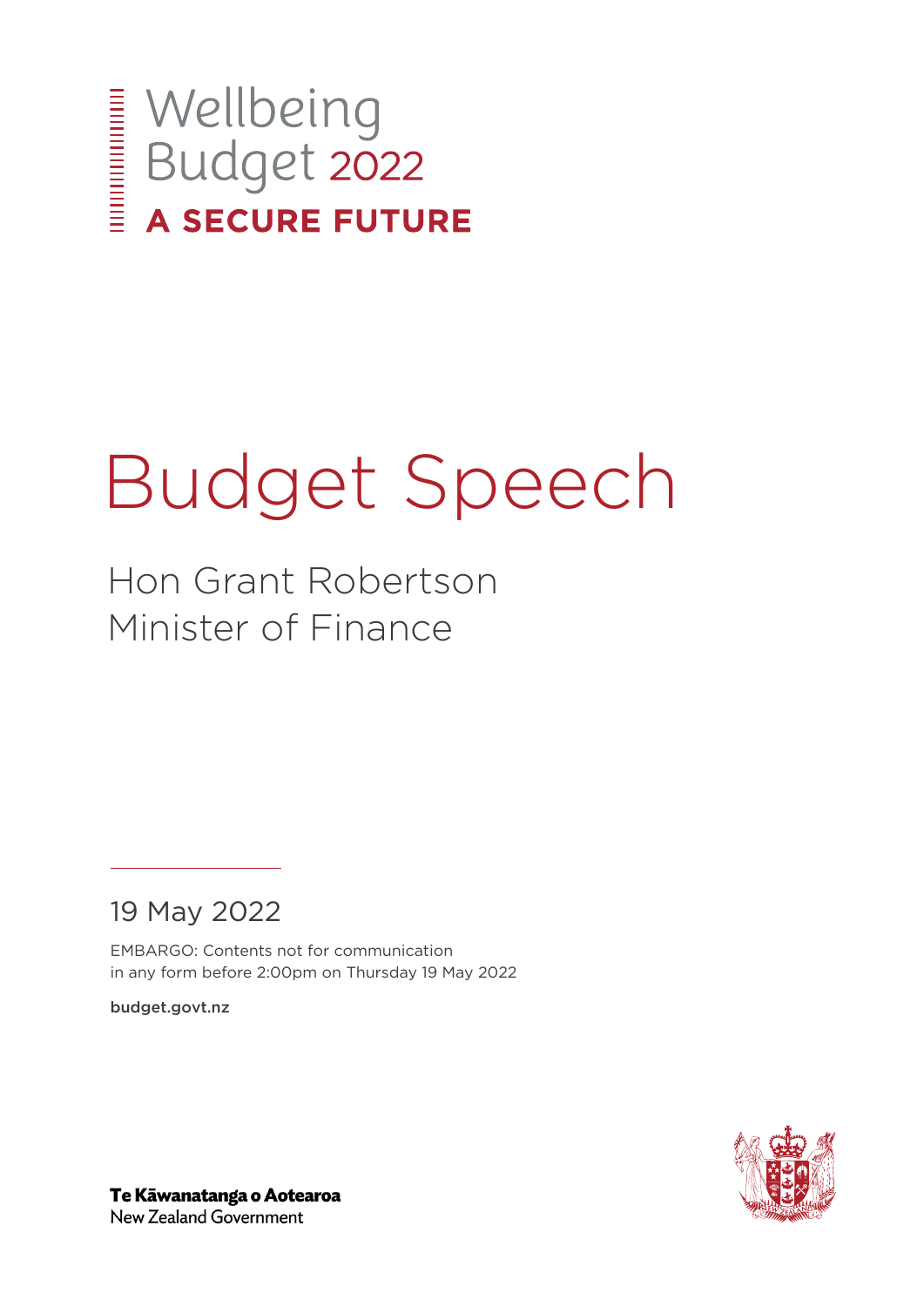Wellbeing Budget 2022

**A SECURE FUTURE**

# Budget Speech

## Hon Grant Robertson
## Minister of Finance

19 May 2022

EMBARGO: Contents not for communication in any form before 2:00pm on Thursday 19 May 2022

**budget.govt.nz**

**Te Kāwanatanga o Aotearoa**
New Zealand Government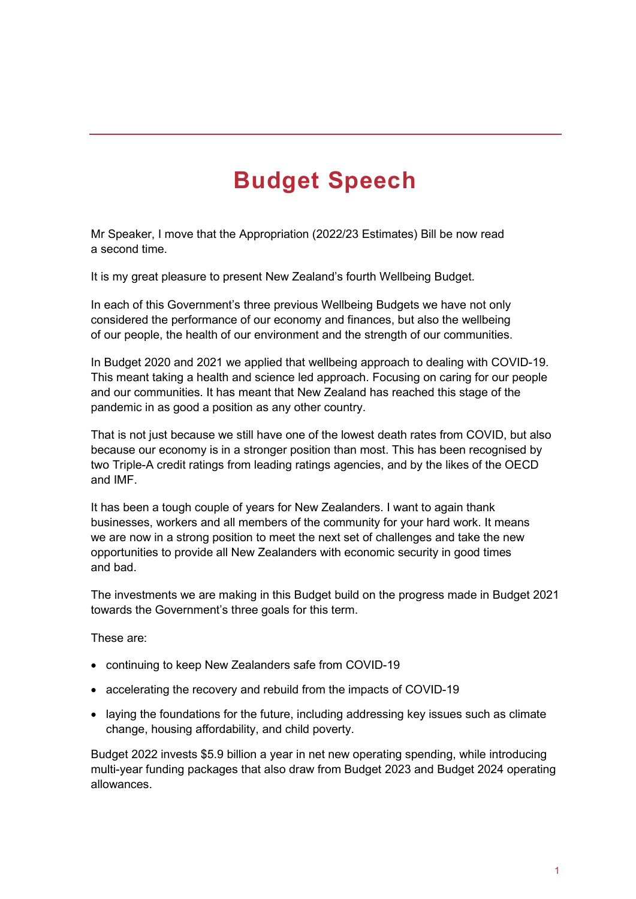# Budget Speech

Mr Speaker, I move that the Appropriation (2022/23 Estimates) Bill be now read a second time.

It is my great pleasure to present New Zealand's fourth Wellbeing Budget.

In each of this Government's three previous Wellbeing Budgets we have not only considered the performance of our economy and finances, but also the wellbeing of our people, the health of our environment and the strength of our communities.

In Budget 2020 and 2021 we applied that wellbeing approach to dealing with COVID-19. This meant taking a health and science led approach. Focusing on caring for our people and our communities. It has meant that New Zealand has reached this stage of the pandemic in as good a position as any other country.

That is not just because we still have one of the lowest death rates from COVID, but also because our economy is in a stronger position than most. This has been recognised by two Triple-A credit ratings from leading ratings agencies, and by the likes of the OECD and IMF.

It has been a tough couple of years for New Zealanders. I want to again thank businesses, workers and all members of the community for your hard work. It means we are now in a strong position to meet the next set of challenges and take the new opportunities to provide all New Zealanders with economic security in good times and bad.

The investments we are making in this Budget build on the progress made in Budget 2021 towards the Government's three goals for this term.

These are:

- continuing to keep New Zealanders safe from COVID-19
- accelerating the recovery and rebuild from the impacts of COVID-19
- laying the foundations for the future, including addressing key issues such as climate change, housing affordability, and child poverty.

Budget 2022 invests $5.9 billion a year in net new operating spending, while introducing multi-year funding packages that also draw from Budget 2023 and Budget 2024 operating allowances.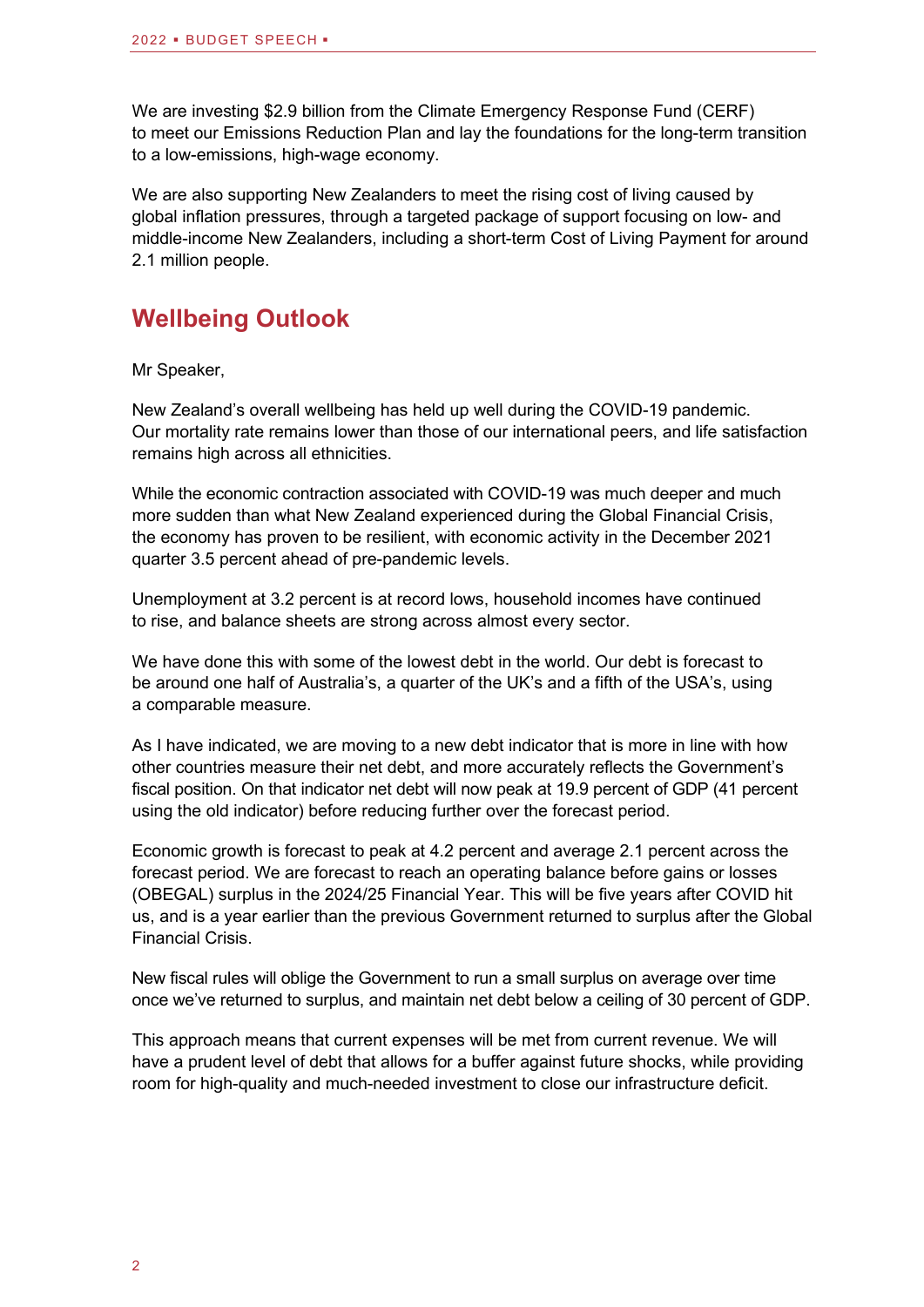We are investing $2.9 billion from the Climate Emergency Response Fund (CERF) to meet our Emissions Reduction Plan and lay the foundations for the long-term transition to a low-emissions, high-wage economy.

We are also supporting New Zealanders to meet the rising cost of living caused by global inflation pressures, through a targeted package of support focusing on low- and middle-income New Zealanders, including a short-term Cost of Living Payment for around 2.1 million people.

## Wellbeing Outlook

Mr Speaker,

New Zealand's overall wellbeing has held up well during the COVID-19 pandemic. Our mortality rate remains lower than those of our international peers, and life satisfaction remains high across all ethnicities.

While the economic contraction associated with COVID-19 was much deeper and much more sudden than what New Zealand experienced during the Global Financial Crisis, the economy has proven to be resilient, with economic activity in the December 2021 quarter 3.5 percent ahead of pre-pandemic levels.

Unemployment at 3.2 percent is at record lows, household incomes have continued to rise, and balance sheets are strong across almost every sector.

We have done this with some of the lowest debt in the world. Our debt is forecast to be around one half of Australia's, a quarter of the UK's and a fifth of the USA's, using a comparable measure.

As I have indicated, we are moving to a new debt indicator that is more in line with how other countries measure their net debt, and more accurately reflects the Government's fiscal position. On that indicator net debt will now peak at 19.9 percent of GDP (41 percent using the old indicator) before reducing further over the forecast period.

Economic growth is forecast to peak at 4.2 percent and average 2.1 percent across the forecast period. We are forecast to reach an operating balance before gains or losses (OBEGAL) surplus in the 2024/25 Financial Year. This will be five years after COVID hit us, and is a year earlier than the previous Government returned to surplus after the Global Financial Crisis.

New fiscal rules will oblige the Government to run a small surplus on average over time once we've returned to surplus, and maintain net debt below a ceiling of 30 percent of GDP.

This approach means that current expenses will be met from current revenue. We will have a prudent level of debt that allows for a buffer against future shocks, while providing room for high-quality and much-needed investment to close our infrastructure deficit.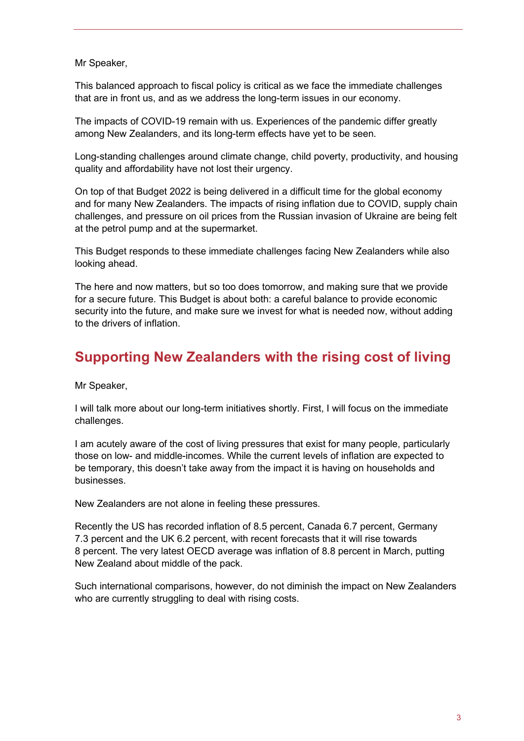Mr Speaker,

This balanced approach to fiscal policy is critical as we face the immediate challenges that are in front us, and as we address the long-term issues in our economy.

The impacts of COVID-19 remain with us. Experiences of the pandemic differ greatly among New Zealanders, and its long-term effects have yet to be seen.

Long-standing challenges around climate change, child poverty, productivity, and housing quality and affordability have not lost their urgency.

On top of that Budget 2022 is being delivered in a difficult time for the global economy and for many New Zealanders. The impacts of rising inflation due to COVID, supply chain challenges, and pressure on oil prices from the Russian invasion of Ukraine are being felt at the petrol pump and at the supermarket.

This Budget responds to these immediate challenges facing New Zealanders while also looking ahead.

The here and now matters, but so too does tomorrow, and making sure that we provide for a secure future. This Budget is about both: a careful balance to provide economic security into the future, and make sure we invest for what is needed now, without adding to the drivers of inflation.

## Supporting New Zealanders with the rising cost of living

Mr Speaker,

I will talk more about our long-term initiatives shortly. First, I will focus on the immediate challenges.

I am acutely aware of the cost of living pressures that exist for many people, particularly those on low- and middle-incomes. While the current levels of inflation are expected to be temporary, this doesn't take away from the impact it is having on households and businesses.

New Zealanders are not alone in feeling these pressures.

Recently the US has recorded inflation of 8.5 percent, Canada 6.7 percent, Germany 7.3 percent and the UK 6.2 percent, with recent forecasts that it will rise towards 8 percent. The very latest OECD average was inflation of 8.8 percent in March, putting New Zealand about middle of the pack.

Such international comparisons, however, do not diminish the impact on New Zealanders who are currently struggling to deal with rising costs.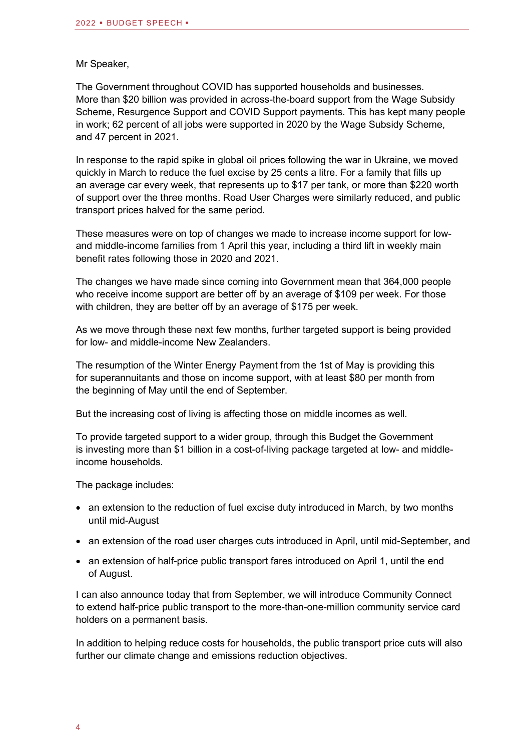Mr Speaker,

The Government throughout COVID has supported households and businesses. More than $20 billion was provided in across-the-board support from the Wage Subsidy Scheme, Resurgence Support and COVID Support payments. This has kept many people in work; 62 percent of all jobs were supported in 2020 by the Wage Subsidy Scheme, and 47 percent in 2021.

In response to the rapid spike in global oil prices following the war in Ukraine, we moved quickly in March to reduce the fuel excise by 25 cents a litre. For a family that fills up an average car every week, that represents up to $17 per tank, or more than $220 worth of support over the three months. Road User Charges were similarly reduced, and public transport prices halved for the same period.

These measures were on top of changes we made to increase income support for low- and middle-income families from 1 April this year, including a third lift in weekly main benefit rates following those in 2020 and 2021.

The changes we have made since coming into Government mean that 364,000 people who receive income support are better off by an average of $109 per week. For those with children, they are better off by an average of $175 per week.

As we move through these next few months, further targeted support is being provided for low- and middle-income New Zealanders.

The resumption of the Winter Energy Payment from the 1st of May is providing this for superannuitants and those on income support, with at least $80 per month from the beginning of May until the end of September.

But the increasing cost of living is affecting those on middle incomes as well.

To provide targeted support to a wider group, through this Budget the Government is investing more than $1 billion in a cost-of-living package targeted at low- and middle-income households.

The package includes:

- an extension to the reduction of fuel excise duty introduced in March, by two months until mid-August
- an extension of the road user charges cuts introduced in April, until mid-September, and
- an extension of half-price public transport fares introduced on April 1, until the end of August.

I can also announce today that from September, we will introduce Community Connect to extend half-price public transport to the more-than-one-million community service card holders on a permanent basis.

In addition to helping reduce costs for households, the public transport price cuts will also further our climate change and emissions reduction objectives.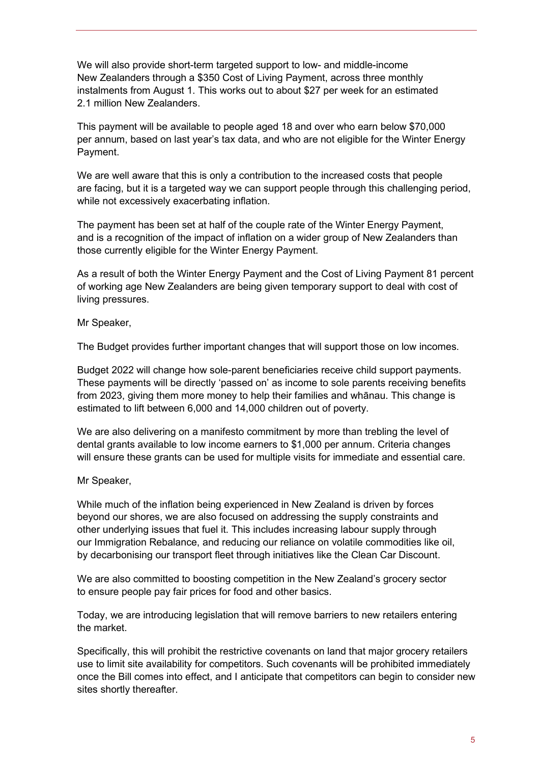We will also provide short-term targeted support to low- and middle-income New Zealanders through a $350 Cost of Living Payment, across three monthly instalments from August 1. This works out to about $27 per week for an estimated 2.1 million New Zealanders.

This payment will be available to people aged 18 and over who earn below $70,000 per annum, based on last year's tax data, and who are not eligible for the Winter Energy Payment.

We are well aware that this is only a contribution to the increased costs that people are facing, but it is a targeted way we can support people through this challenging period, while not excessively exacerbating inflation.

The payment has been set at half of the couple rate of the Winter Energy Payment, and is a recognition of the impact of inflation on a wider group of New Zealanders than those currently eligible for the Winter Energy Payment.

As a result of both the Winter Energy Payment and the Cost of Living Payment 81 percent of working age New Zealanders are being given temporary support to deal with cost of living pressures.

Mr Speaker,

The Budget provides further important changes that will support those on low incomes.

Budget 2022 will change how sole-parent beneficiaries receive child support payments. These payments will be directly 'passed on' as income to sole parents receiving benefits from 2023, giving them more money to help their families and whānau. This change is estimated to lift between 6,000 and 14,000 children out of poverty.

We are also delivering on a manifesto commitment by more than trebling the level of dental grants available to low income earners to $1,000 per annum. Criteria changes will ensure these grants can be used for multiple visits for immediate and essential care.

Mr Speaker,

While much of the inflation being experienced in New Zealand is driven by forces beyond our shores, we are also focused on addressing the supply constraints and other underlying issues that fuel it. This includes increasing labour supply through our Immigration Rebalance, and reducing our reliance on volatile commodities like oil, by decarbonising our transport fleet through initiatives like the Clean Car Discount.

We are also committed to boosting competition in the New Zealand's grocery sector to ensure people pay fair prices for food and other basics.

Today, we are introducing legislation that will remove barriers to new retailers entering the market.

Specifically, this will prohibit the restrictive covenants on land that major grocery retailers use to limit site availability for competitors. Such covenants will be prohibited immediately once the Bill comes into effect, and I anticipate that competitors can begin to consider new sites shortly thereafter.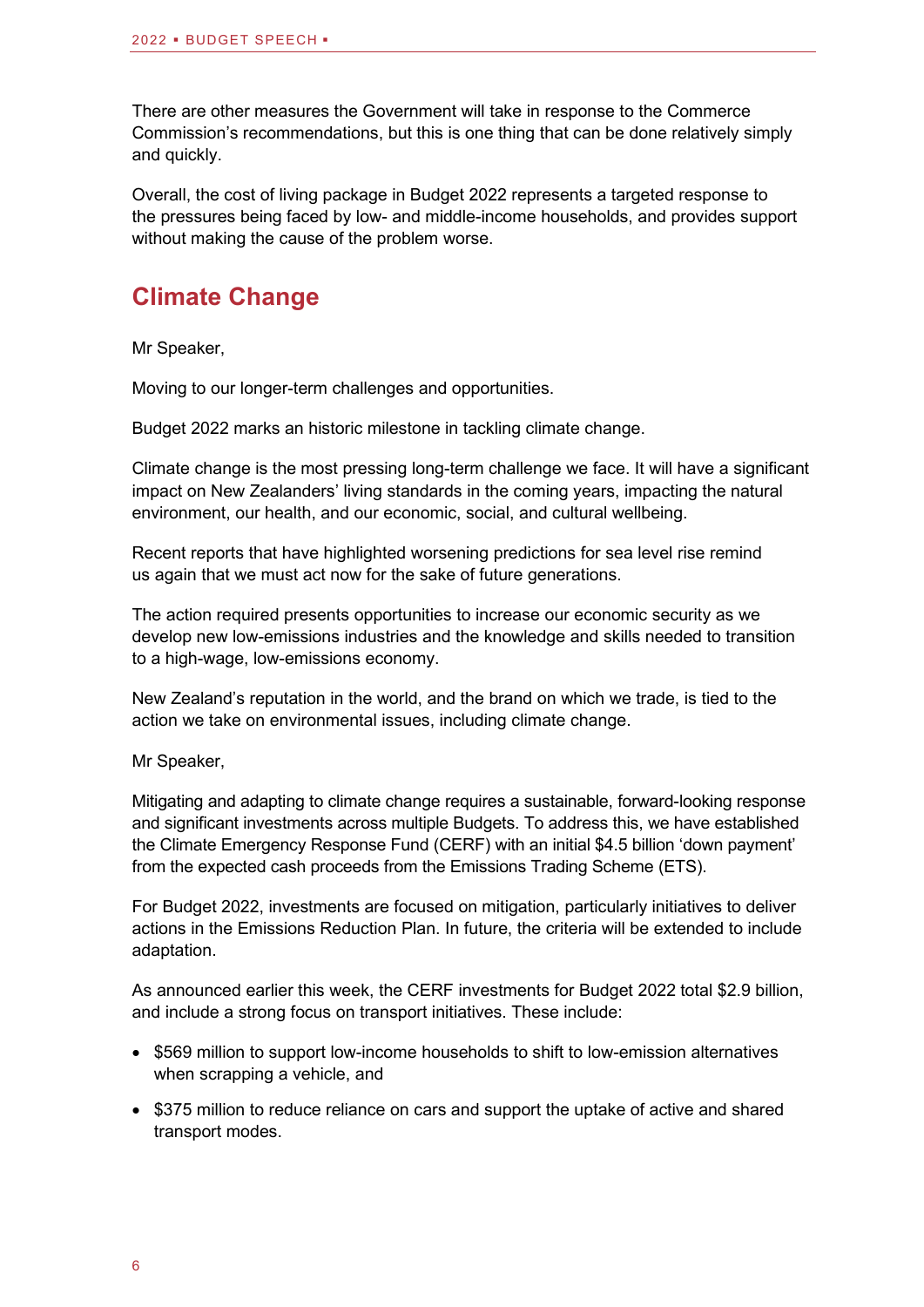There are other measures the Government will take in response to the Commerce Commission's recommendations, but this is one thing that can be done relatively simply and quickly.

Overall, the cost of living package in Budget 2022 represents a targeted response to the pressures being faced by low- and middle-income households, and provides support without making the cause of the problem worse.

## Climate Change

Mr Speaker,

Moving to our longer-term challenges and opportunities.

Budget 2022 marks an historic milestone in tackling climate change.

Climate change is the most pressing long-term challenge we face. It will have a significant impact on New Zealanders' living standards in the coming years, impacting the natural environment, our health, and our economic, social, and cultural wellbeing.

Recent reports that have highlighted worsening predictions for sea level rise remind us again that we must act now for the sake of future generations.

The action required presents opportunities to increase our economic security as we develop new low-emissions industries and the knowledge and skills needed to transition to a high-wage, low-emissions economy.

New Zealand's reputation in the world, and the brand on which we trade, is tied to the action we take on environmental issues, including climate change.

Mr Speaker,

Mitigating and adapting to climate change requires a sustainable, forward-looking response and significant investments across multiple Budgets. To address this, we have established the Climate Emergency Response Fund (CERF) with an initial $4.5 billion 'down payment' from the expected cash proceeds from the Emissions Trading Scheme (ETS).

For Budget 2022, investments are focused on mitigation, particularly initiatives to deliver actions in the Emissions Reduction Plan. In future, the criteria will be extended to include adaptation.

As announced earlier this week, the CERF investments for Budget 2022 total $2.9 billion, and include a strong focus on transport initiatives. These include:

- $569 million to support low-income households to shift to low-emission alternatives when scrapping a vehicle, and
- $375 million to reduce reliance on cars and support the uptake of active and shared transport modes.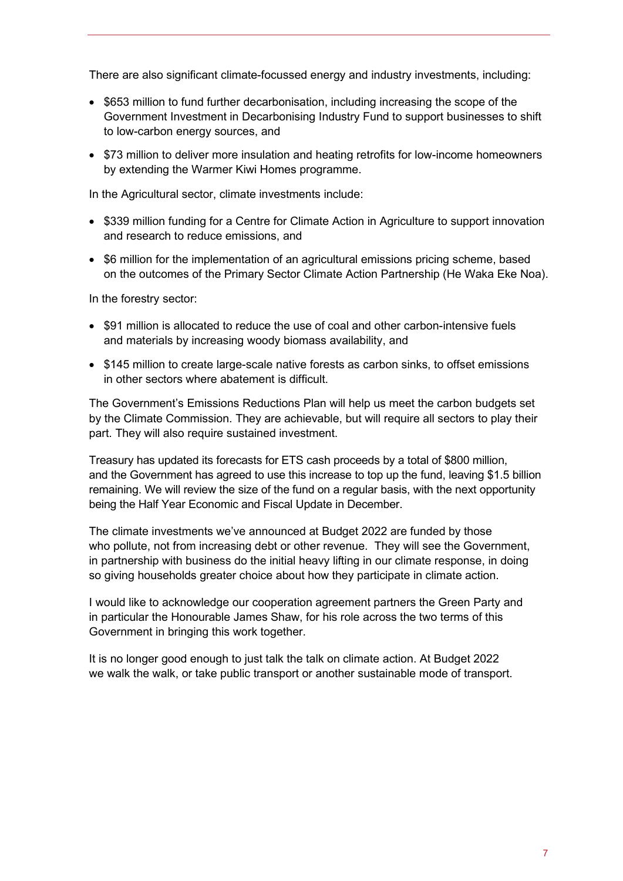There are also significant climate-focussed energy and industry investments, including:

- $653 million to fund further decarbonisation, including increasing the scope of the Government Investment in Decarbonising Industry Fund to support businesses to shift to low-carbon energy sources, and
- $73 million to deliver more insulation and heating retrofits for low-income homeowners by extending the Warmer Kiwi Homes programme.

In the Agricultural sector, climate investments include:

- $339 million funding for a Centre for Climate Action in Agriculture to support innovation and research to reduce emissions, and
- $6 million for the implementation of an agricultural emissions pricing scheme, based on the outcomes of the Primary Sector Climate Action Partnership (He Waka Eke Noa).

In the forestry sector:

- $91 million is allocated to reduce the use of coal and other carbon-intensive fuels and materials by increasing woody biomass availability, and
- $145 million to create large-scale native forests as carbon sinks, to offset emissions in other sectors where abatement is difficult.

The Government's Emissions Reductions Plan will help us meet the carbon budgets set by the Climate Commission. They are achievable, but will require all sectors to play their part. They will also require sustained investment.

Treasury has updated its forecasts for ETS cash proceeds by a total of $800 million, and the Government has agreed to use this increase to top up the fund, leaving $1.5 billion remaining. We will review the size of the fund on a regular basis, with the next opportunity being the Half Year Economic and Fiscal Update in December.

The climate investments we've announced at Budget 2022 are funded by those who pollute, not from increasing debt or other revenue. They will see the Government, in partnership with business do the initial heavy lifting in our climate response, in doing so giving households greater choice about how they participate in climate action.

I would like to acknowledge our cooperation agreement partners the Green Party and in particular the Honourable James Shaw, for his role across the two terms of this Government in bringing this work together.

It is no longer good enough to just talk the talk on climate action. At Budget 2022 we walk the walk, or take public transport or another sustainable mode of transport.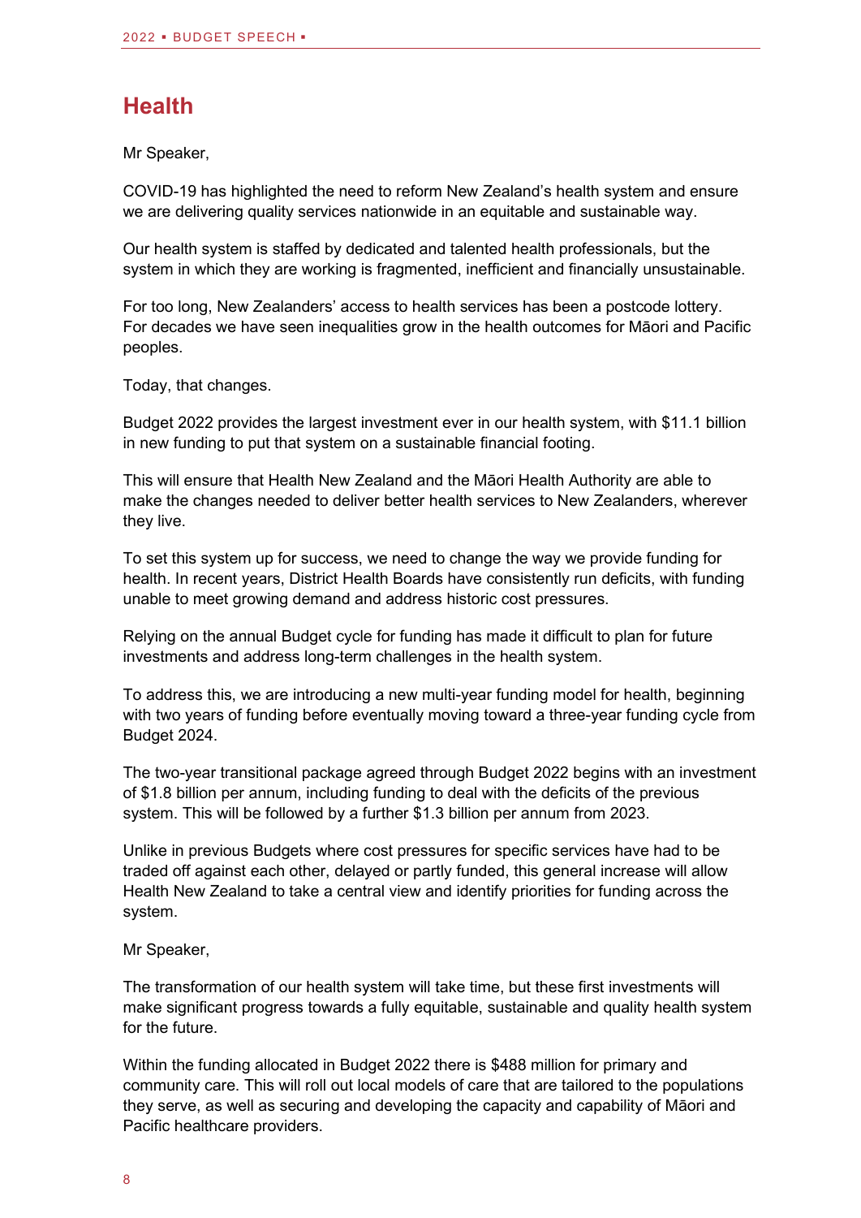## Health

Mr Speaker,

COVID-19 has highlighted the need to reform New Zealand's health system and ensure we are delivering quality services nationwide in an equitable and sustainable way.

Our health system is staffed by dedicated and talented health professionals, but the system in which they are working is fragmented, inefficient and financially unsustainable.

For too long, New Zealanders' access to health services has been a postcode lottery. For decades we have seen inequalities grow in the health outcomes for Māori and Pacific peoples.

Today, that changes.

Budget 2022 provides the largest investment ever in our health system, with $11.1 billion in new funding to put that system on a sustainable financial footing.

This will ensure that Health New Zealand and the Māori Health Authority are able to make the changes needed to deliver better health services to New Zealanders, wherever they live.

To set this system up for success, we need to change the way we provide funding for health. In recent years, District Health Boards have consistently run deficits, with funding unable to meet growing demand and address historic cost pressures.

Relying on the annual Budget cycle for funding has made it difficult to plan for future investments and address long-term challenges in the health system.

To address this, we are introducing a new multi-year funding model for health, beginning with two years of funding before eventually moving toward a three-year funding cycle from Budget 2024.

The two-year transitional package agreed through Budget 2022 begins with an investment of $1.8 billion per annum, including funding to deal with the deficits of the previous system. This will be followed by a further $1.3 billion per annum from 2023.

Unlike in previous Budgets where cost pressures for specific services have had to be traded off against each other, delayed or partly funded, this general increase will allow Health New Zealand to take a central view and identify priorities for funding across the system.

Mr Speaker,

The transformation of our health system will take time, but these first investments will make significant progress towards a fully equitable, sustainable and quality health system for the future.

Within the funding allocated in Budget 2022 there is $488 million for primary and community care. This will roll out local models of care that are tailored to the populations they serve, as well as securing and developing the capacity and capability of Māori and Pacific healthcare providers.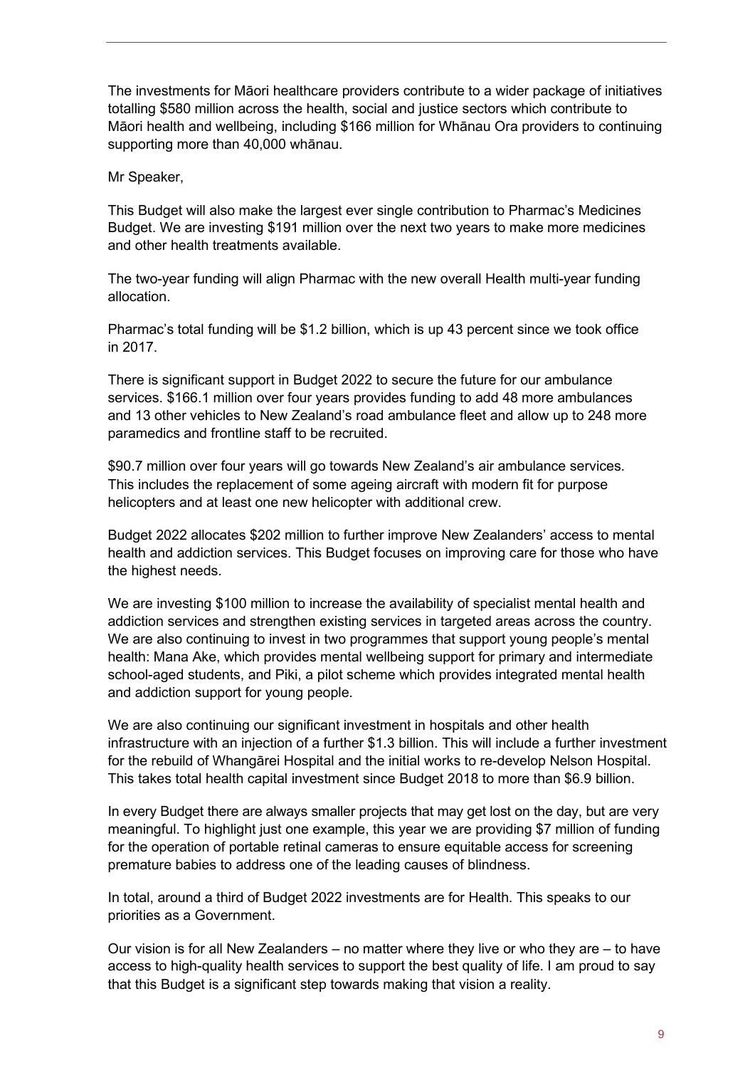The investments for Māori healthcare providers contribute to a wider package of initiatives totalling $580 million across the health, social and justice sectors which contribute to Māori health and wellbeing, including $166 million for Whānau Ora providers to continuing supporting more than 40,000 whānau.

Mr Speaker,

This Budget will also make the largest ever single contribution to Pharmac's Medicines Budget. We are investing $191 million over the next two years to make more medicines and other health treatments available.

The two-year funding will align Pharmac with the new overall Health multi-year funding allocation.

Pharmac's total funding will be $1.2 billion, which is up 43 percent since we took office in 2017.

There is significant support in Budget 2022 to secure the future for our ambulance services. $166.1 million over four years provides funding to add 48 more ambulances and 13 other vehicles to New Zealand's road ambulance fleet and allow up to 248 more paramedics and frontline staff to be recruited.

$90.7 million over four years will go towards New Zealand's air ambulance services. This includes the replacement of some ageing aircraft with modern fit for purpose helicopters and at least one new helicopter with additional crew.

Budget 2022 allocates $202 million to further improve New Zealanders' access to mental health and addiction services. This Budget focuses on improving care for those who have the highest needs.

We are investing $100 million to increase the availability of specialist mental health and addiction services and strengthen existing services in targeted areas across the country. We are also continuing to invest in two programmes that support young people's mental health: Mana Ake, which provides mental wellbeing support for primary and intermediate school-aged students, and Piki, a pilot scheme which provides integrated mental health and addiction support for young people.

We are also continuing our significant investment in hospitals and other health infrastructure with an injection of a further $1.3 billion. This will include a further investment for the rebuild of Whangārei Hospital and the initial works to re-develop Nelson Hospital. This takes total health capital investment since Budget 2018 to more than $6.9 billion.

In every Budget there are always smaller projects that may get lost on the day, but are very meaningful. To highlight just one example, this year we are providing $7 million of funding for the operation of portable retinal cameras to ensure equitable access for screening premature babies to address one of the leading causes of blindness.

In total, around a third of Budget 2022 investments are for Health. This speaks to our priorities as a Government.

Our vision is for all New Zealanders – no matter where they live or who they are – to have access to high-quality health services to support the best quality of life. I am proud to say that this Budget is a significant step towards making that vision a reality.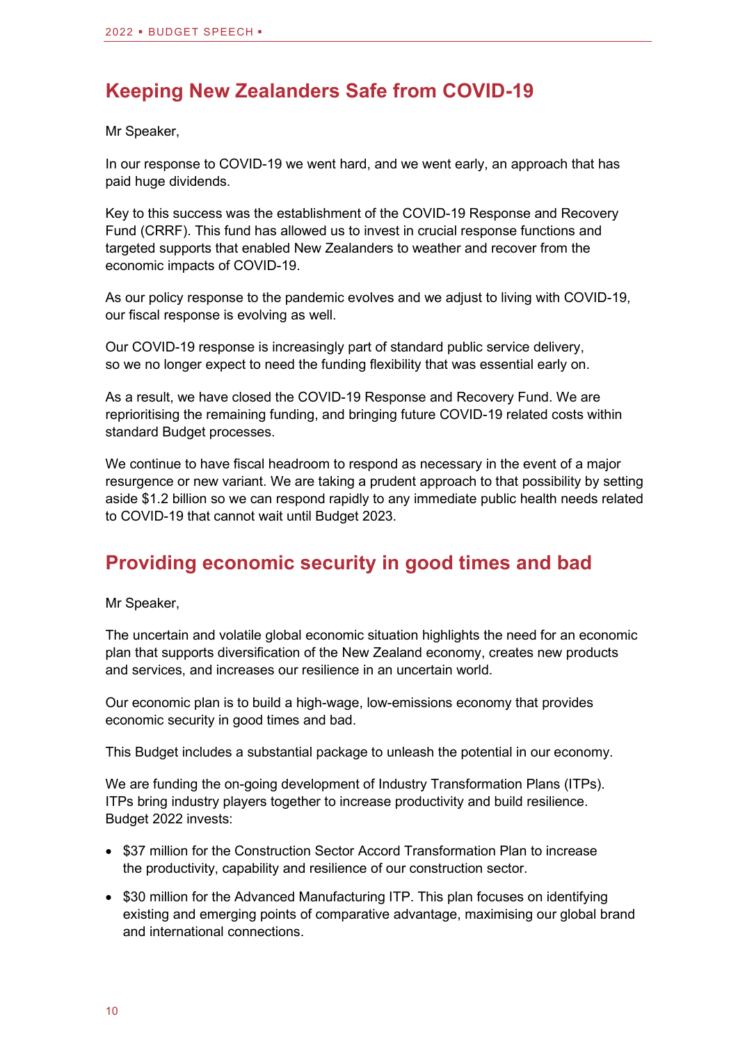## Keeping New Zealanders Safe from COVID-19

Mr Speaker,

In our response to COVID-19 we went hard, and we went early, an approach that has paid huge dividends.

Key to this success was the establishment of the COVID-19 Response and Recovery Fund (CRRF). This fund has allowed us to invest in crucial response functions and targeted supports that enabled New Zealanders to weather and recover from the economic impacts of COVID-19.

As our policy response to the pandemic evolves and we adjust to living with COVID-19, our fiscal response is evolving as well.

Our COVID-19 response is increasingly part of standard public service delivery, so we no longer expect to need the funding flexibility that was essential early on.

As a result, we have closed the COVID-19 Response and Recovery Fund. We are reprioritising the remaining funding, and bringing future COVID-19 related costs within standard Budget processes.

We continue to have fiscal headroom to respond as necessary in the event of a major resurgence or new variant. We are taking a prudent approach to that possibility by setting aside $1.2 billion so we can respond rapidly to any immediate public health needs related to COVID-19 that cannot wait until Budget 2023.

## Providing economic security in good times and bad

Mr Speaker,

The uncertain and volatile global economic situation highlights the need for an economic plan that supports diversification of the New Zealand economy, creates new products and services, and increases our resilience in an uncertain world.

Our economic plan is to build a high-wage, low-emissions economy that provides economic security in good times and bad.

This Budget includes a substantial package to unleash the potential in our economy.

We are funding the on-going development of Industry Transformation Plans (ITPs). ITPs bring industry players together to increase productivity and build resilience. Budget 2022 invests:

- $37 million for the Construction Sector Accord Transformation Plan to increase the productivity, capability and resilience of our construction sector.
- $30 million for the Advanced Manufacturing ITP. This plan focuses on identifying existing and emerging points of comparative advantage, maximising our global brand and international connections.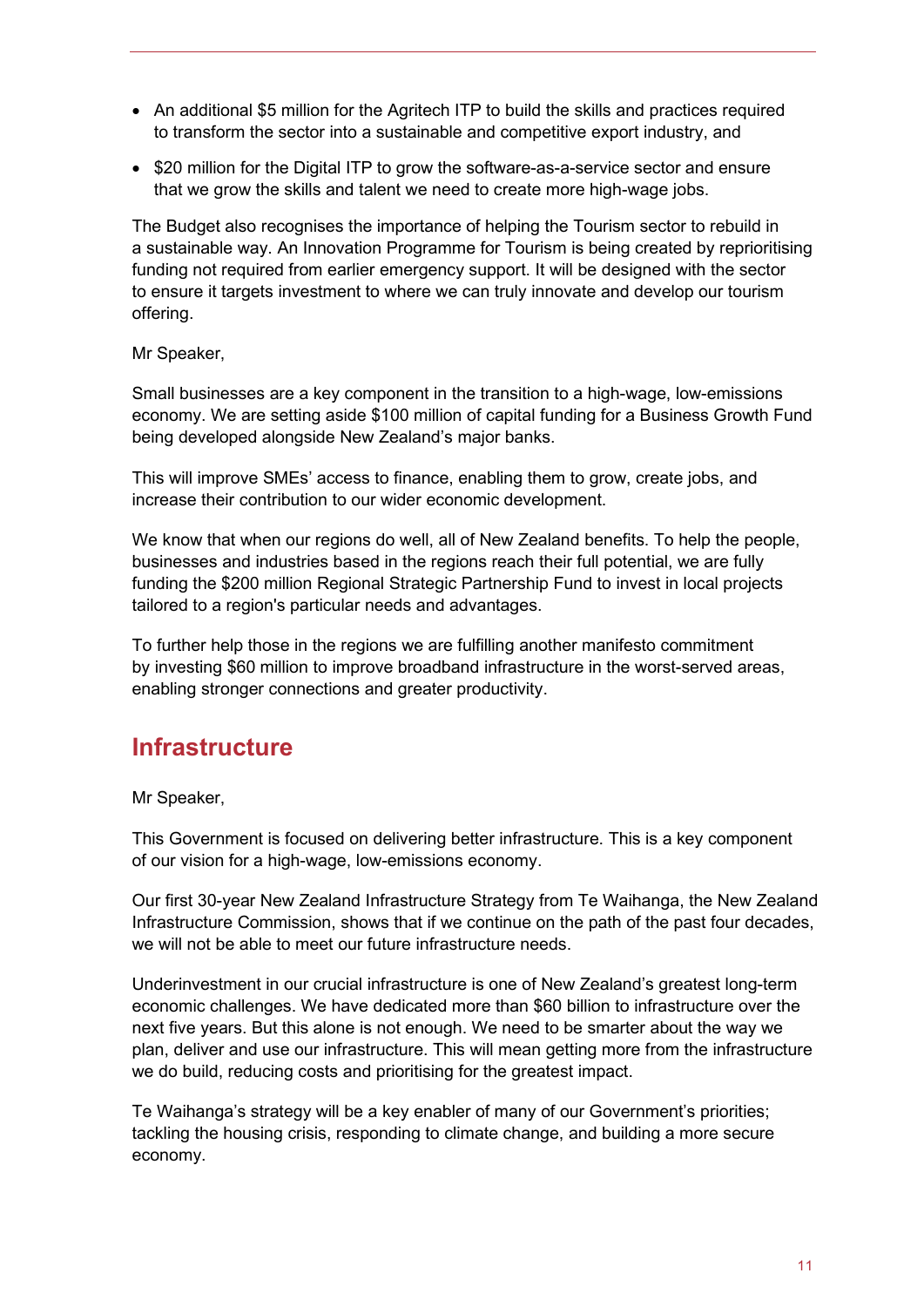- An additional \$5 million for the Agritech ITP to build the skills and practices required to transform the sector into a sustainable and competitive export industry, and
- \$20 million for the Digital ITP to grow the software-as-a-service sector and ensure that we grow the skills and talent we need to create more high-wage jobs.

The Budget also recognises the importance of helping the Tourism sector to rebuild in a sustainable way. An Innovation Programme for Tourism is being created by reprioritising funding not required from earlier emergency support. It will be designed with the sector to ensure it targets investment to where we can truly innovate and develop our tourism offering.

Mr Speaker,

Small businesses are a key component in the transition to a high-wage, low-emissions economy. We are setting aside \$100 million of capital funding for a Business Growth Fund being developed alongside New Zealand's major banks.

This will improve SMEs' access to finance, enabling them to grow, create jobs, and increase their contribution to our wider economic development.

We know that when our regions do well, all of New Zealand benefits. To help the people, businesses and industries based in the regions reach their full potential, we are fully funding the \$200 million Regional Strategic Partnership Fund to invest in local projects tailored to a region's particular needs and advantages.

To further help those in the regions we are fulfilling another manifesto commitment by investing \$60 million to improve broadband infrastructure in the worst-served areas, enabling stronger connections and greater productivity.

## Infrastructure

Mr Speaker,

This Government is focused on delivering better infrastructure. This is a key component of our vision for a high-wage, low-emissions economy.

Our first 30-year New Zealand Infrastructure Strategy from Te Waihanga, the New Zealand Infrastructure Commission, shows that if we continue on the path of the past four decades, we will not be able to meet our future infrastructure needs.

Underinvestment in our crucial infrastructure is one of New Zealand's greatest long-term economic challenges. We have dedicated more than \$60 billion to infrastructure over the next five years. But this alone is not enough. We need to be smarter about the way we plan, deliver and use our infrastructure. This will mean getting more from the infrastructure we do build, reducing costs and prioritising for the greatest impact.

Te Waihanga's strategy will be a key enabler of many of our Government's priorities; tackling the housing crisis, responding to climate change, and building a more secure economy.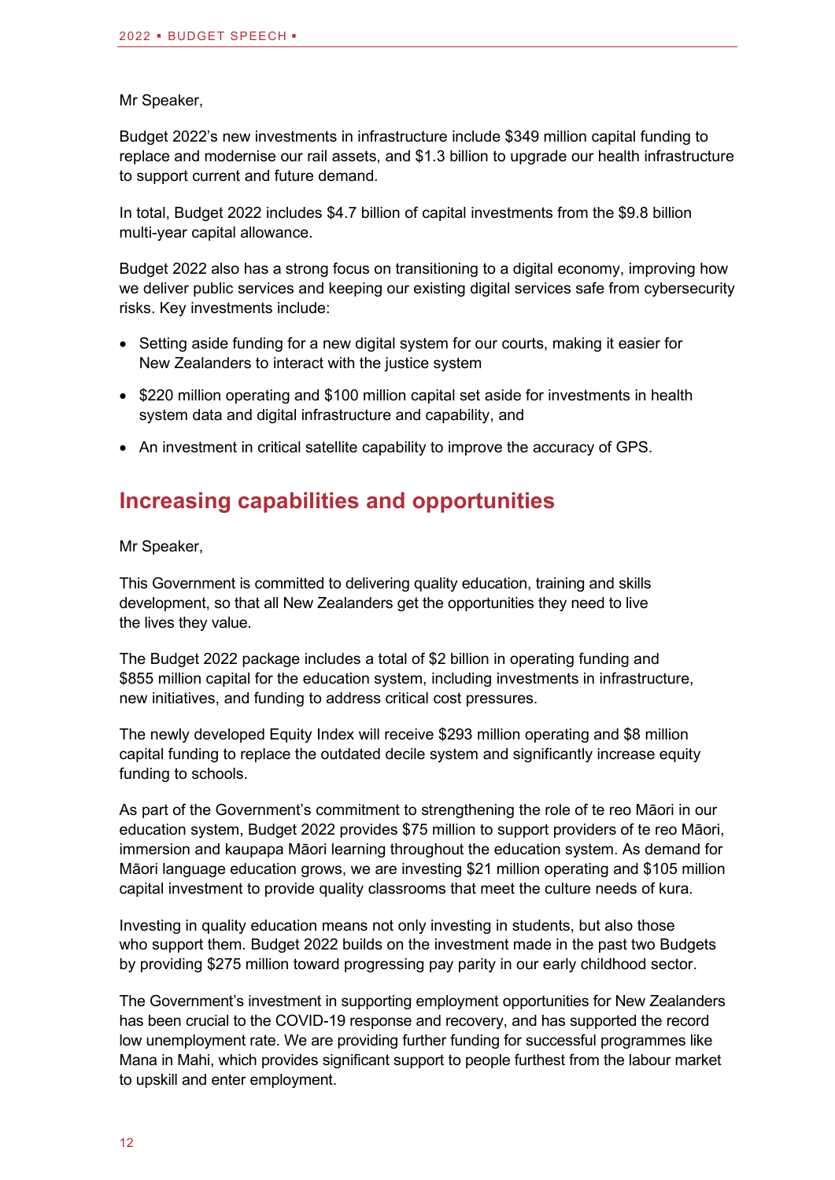Mr Speaker,

Budget 2022's new investments in infrastructure include $349 million capital funding to replace and modernise our rail assets, and $1.3 billion to upgrade our health infrastructure to support current and future demand.

In total, Budget 2022 includes $4.7 billion of capital investments from the $9.8 billion multi-year capital allowance.

Budget 2022 also has a strong focus on transitioning to a digital economy, improving how we deliver public services and keeping our existing digital services safe from cybersecurity risks. Key investments include:

- Setting aside funding for a new digital system for our courts, making it easier for New Zealanders to interact with the justice system
- $220 million operating and $100 million capital set aside for investments in health system data and digital infrastructure and capability, and
- An investment in critical satellite capability to improve the accuracy of GPS.

## Increasing capabilities and opportunities

Mr Speaker,

This Government is committed to delivering quality education, training and skills development, so that all New Zealanders get the opportunities they need to live the lives they value.

The Budget 2022 package includes a total of $2 billion in operating funding and $855 million capital for the education system, including investments in infrastructure, new initiatives, and funding to address critical cost pressures.

The newly developed Equity Index will receive $293 million operating and $8 million capital funding to replace the outdated decile system and significantly increase equity funding to schools.

As part of the Government's commitment to strengthening the role of te reo Māori in our education system, Budget 2022 provides $75 million to support providers of te reo Māori, immersion and kaupapa Māori learning throughout the education system. As demand for Māori language education grows, we are investing $21 million operating and $105 million capital investment to provide quality classrooms that meet the culture needs of kura.

Investing in quality education means not only investing in students, but also those who support them. Budget 2022 builds on the investment made in the past two Budgets by providing $275 million toward progressing pay parity in our early childhood sector.

The Government's investment in supporting employment opportunities for New Zealanders has been crucial to the COVID-19 response and recovery, and has supported the record low unemployment rate. We are providing further funding for successful programmes like Mana in Mahi, which provides significant support to people furthest from the labour market to upskill and enter employment.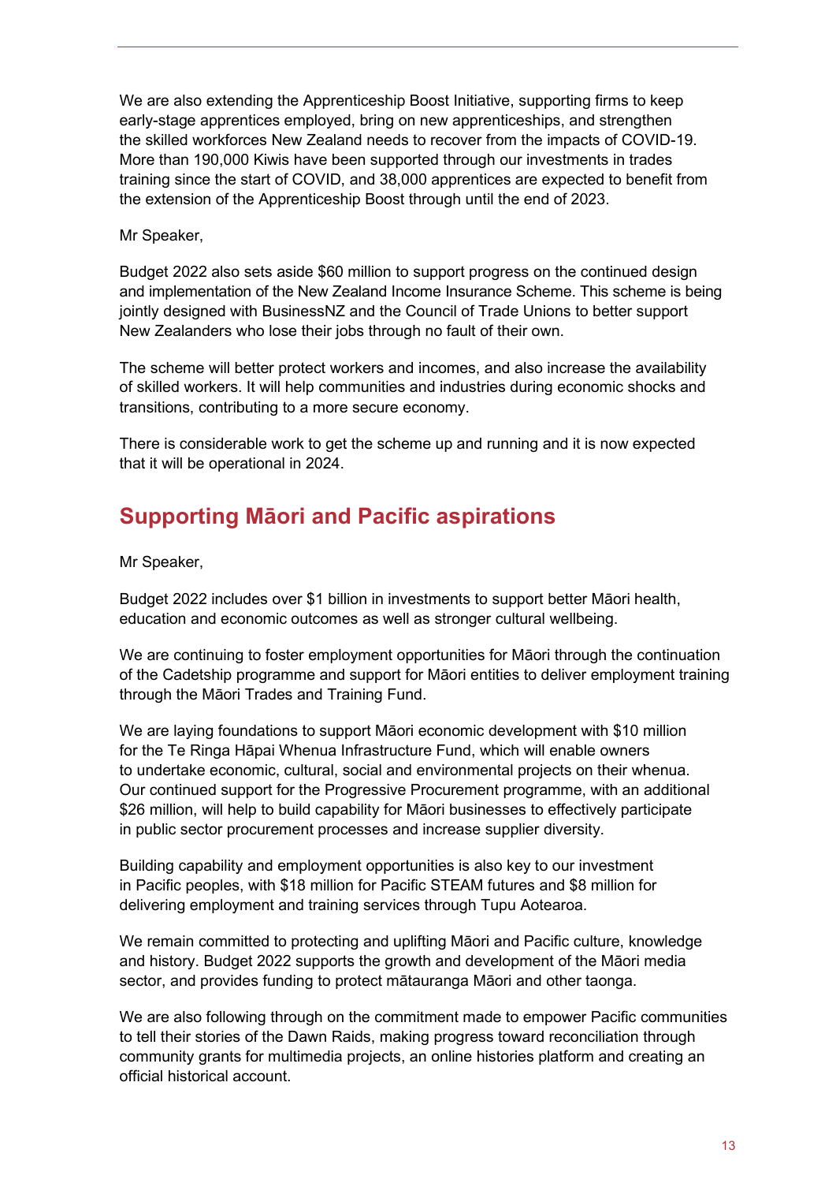We are also extending the Apprenticeship Boost Initiative, supporting firms to keep early-stage apprentices employed, bring on new apprenticeships, and strengthen the skilled workforces New Zealand needs to recover from the impacts of COVID-19. More than 190,000 Kiwis have been supported through our investments in trades training since the start of COVID, and 38,000 apprentices are expected to benefit from the extension of the Apprenticeship Boost through until the end of 2023.

Mr Speaker,

Budget 2022 also sets aside $60 million to support progress on the continued design and implementation of the New Zealand Income Insurance Scheme. This scheme is being jointly designed with BusinessNZ and the Council of Trade Unions to better support New Zealanders who lose their jobs through no fault of their own.

The scheme will better protect workers and incomes, and also increase the availability of skilled workers. It will help communities and industries during economic shocks and transitions, contributing to a more secure economy.

There is considerable work to get the scheme up and running and it is now expected that it will be operational in 2024.

## Supporting Māori and Pacific aspirations

Mr Speaker,

Budget 2022 includes over $1 billion in investments to support better Māori health, education and economic outcomes as well as stronger cultural wellbeing.

We are continuing to foster employment opportunities for Māori through the continuation of the Cadetship programme and support for Māori entities to deliver employment training through the Māori Trades and Training Fund.

We are laying foundations to support Māori economic development with $10 million for the Te Ringa Hāpai Whenua Infrastructure Fund, which will enable owners to undertake economic, cultural, social and environmental projects on their whenua. Our continued support for the Progressive Procurement programme, with an additional $26 million, will help to build capability for Māori businesses to effectively participate in public sector procurement processes and increase supplier diversity.

Building capability and employment opportunities is also key to our investment in Pacific peoples, with $18 million for Pacific STEAM futures and $8 million for delivering employment and training services through Tupu Aotearoa.

We remain committed to protecting and uplifting Māori and Pacific culture, knowledge and history. Budget 2022 supports the growth and development of the Māori media sector, and provides funding to protect mātauranga Māori and other taonga.

We are also following through on the commitment made to empower Pacific communities to tell their stories of the Dawn Raids, making progress toward reconciliation through community grants for multimedia projects, an online histories platform and creating an official historical account.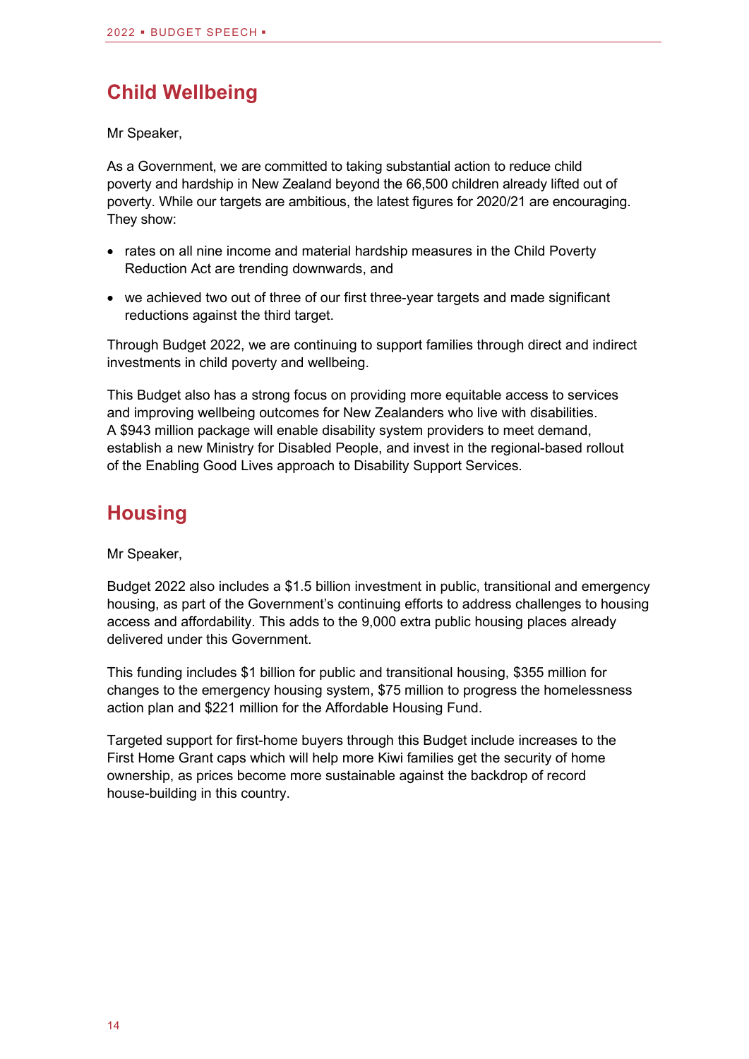## Child Wellbeing

Mr Speaker,

As a Government, we are committed to taking substantial action to reduce child poverty and hardship in New Zealand beyond the 66,500 children already lifted out of poverty. While our targets are ambitious, the latest figures for 2020/21 are encouraging. They show:

- rates on all nine income and material hardship measures in the Child Poverty Reduction Act are trending downwards, and
- we achieved two out of three of our first three-year targets and made significant reductions against the third target.

Through Budget 2022, we are continuing to support families through direct and indirect investments in child poverty and wellbeing.

This Budget also has a strong focus on providing more equitable access to services and improving wellbeing outcomes for New Zealanders who live with disabilities. A $943 million package will enable disability system providers to meet demand, establish a new Ministry for Disabled People, and invest in the regional-based rollout of the Enabling Good Lives approach to Disability Support Services.

## Housing

Mr Speaker,

Budget 2022 also includes a $1.5 billion investment in public, transitional and emergency housing, as part of the Government's continuing efforts to address challenges to housing access and affordability. This adds to the 9,000 extra public housing places already delivered under this Government.

This funding includes $1 billion for public and transitional housing, $355 million for changes to the emergency housing system, $75 million to progress the homelessness action plan and $221 million for the Affordable Housing Fund.

Targeted support for first-home buyers through this Budget include increases to the First Home Grant caps which will help more Kiwi families get the security of home ownership, as prices become more sustainable against the backdrop of record house-building in this country.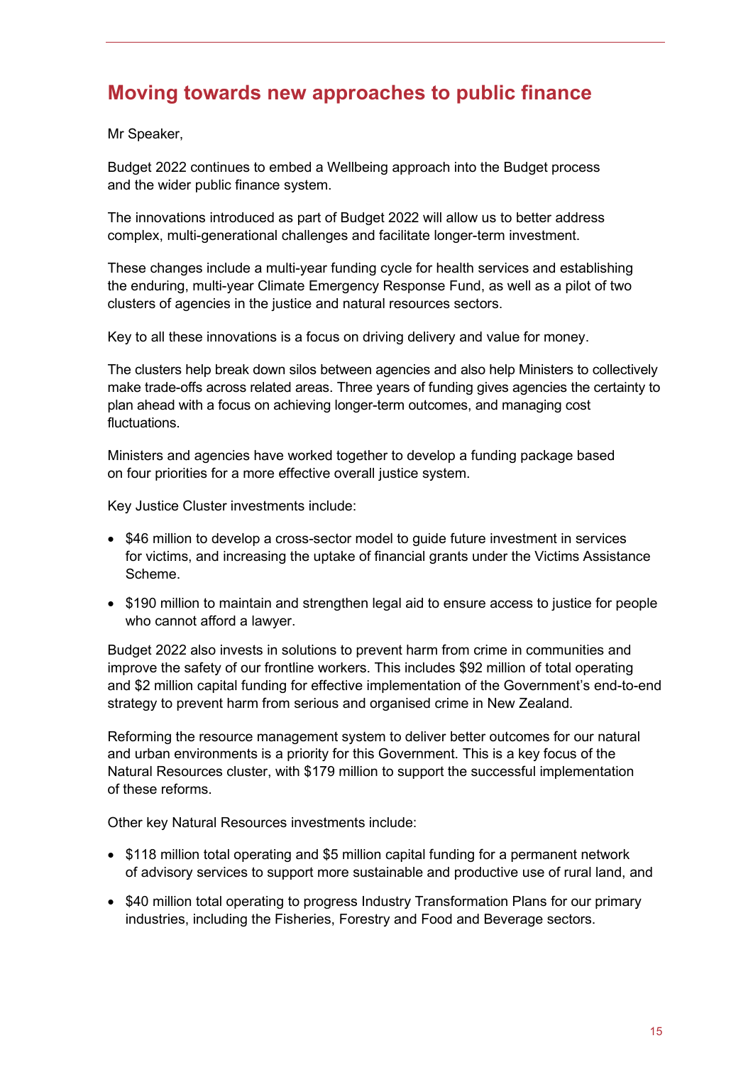## Moving towards new approaches to public finance

Mr Speaker,

Budget 2022 continues to embed a Wellbeing approach into the Budget process and the wider public finance system.

The innovations introduced as part of Budget 2022 will allow us to better address complex, multi-generational challenges and facilitate longer-term investment.

These changes include a multi-year funding cycle for health services and establishing the enduring, multi-year Climate Emergency Response Fund, as well as a pilot of two clusters of agencies in the justice and natural resources sectors.

Key to all these innovations is a focus on driving delivery and value for money.

The clusters help break down silos between agencies and also help Ministers to collectively make trade-offs across related areas. Three years of funding gives agencies the certainty to plan ahead with a focus on achieving longer-term outcomes, and managing cost fluctuations.

Ministers and agencies have worked together to develop a funding package based on four priorities for a more effective overall justice system.

Key Justice Cluster investments include:

- $46 million to develop a cross-sector model to guide future investment in services for victims, and increasing the uptake of financial grants under the Victims Assistance Scheme.
- $190 million to maintain and strengthen legal aid to ensure access to justice for people who cannot afford a lawyer.

Budget 2022 also invests in solutions to prevent harm from crime in communities and improve the safety of our frontline workers. This includes $92 million of total operating and $2 million capital funding for effective implementation of the Government's end-to-end strategy to prevent harm from serious and organised crime in New Zealand.

Reforming the resource management system to deliver better outcomes for our natural and urban environments is a priority for this Government. This is a key focus of the Natural Resources cluster, with $179 million to support the successful implementation of these reforms.

Other key Natural Resources investments include:

- $118 million total operating and $5 million capital funding for a permanent network of advisory services to support more sustainable and productive use of rural land, and
- $40 million total operating to progress Industry Transformation Plans for our primary industries, including the Fisheries, Forestry and Food and Beverage sectors.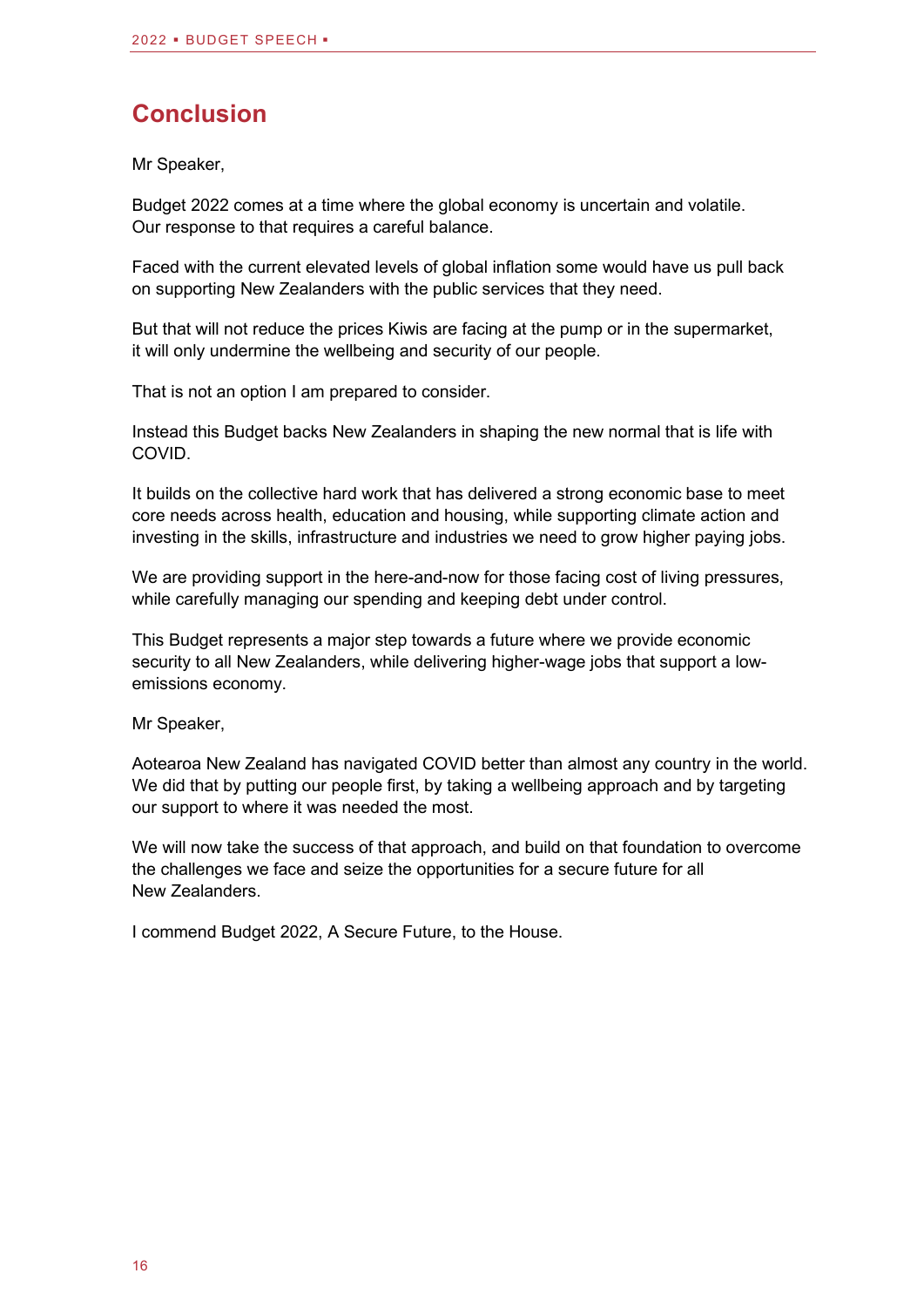## Conclusion

Mr Speaker,

Budget 2022 comes at a time where the global economy is uncertain and volatile. Our response to that requires a careful balance.

Faced with the current elevated levels of global inflation some would have us pull back on supporting New Zealanders with the public services that they need.

But that will not reduce the prices Kiwis are facing at the pump or in the supermarket, it will only undermine the wellbeing and security of our people.

That is not an option I am prepared to consider.

Instead this Budget backs New Zealanders in shaping the new normal that is life with COVID.

It builds on the collective hard work that has delivered a strong economic base to meet core needs across health, education and housing, while supporting climate action and investing in the skills, infrastructure and industries we need to grow higher paying jobs.

We are providing support in the here-and-now for those facing cost of living pressures, while carefully managing our spending and keeping debt under control.

This Budget represents a major step towards a future where we provide economic security to all New Zealanders, while delivering higher-wage jobs that support a low-emissions economy.

Mr Speaker,

Aotearoa New Zealand has navigated COVID better than almost any country in the world. We did that by putting our people first, by taking a wellbeing approach and by targeting our support to where it was needed the most.

We will now take the success of that approach, and build on that foundation to overcome the challenges we face and seize the opportunities for a secure future for all New Zealanders.

I commend Budget 2022, A Secure Future, to the House.